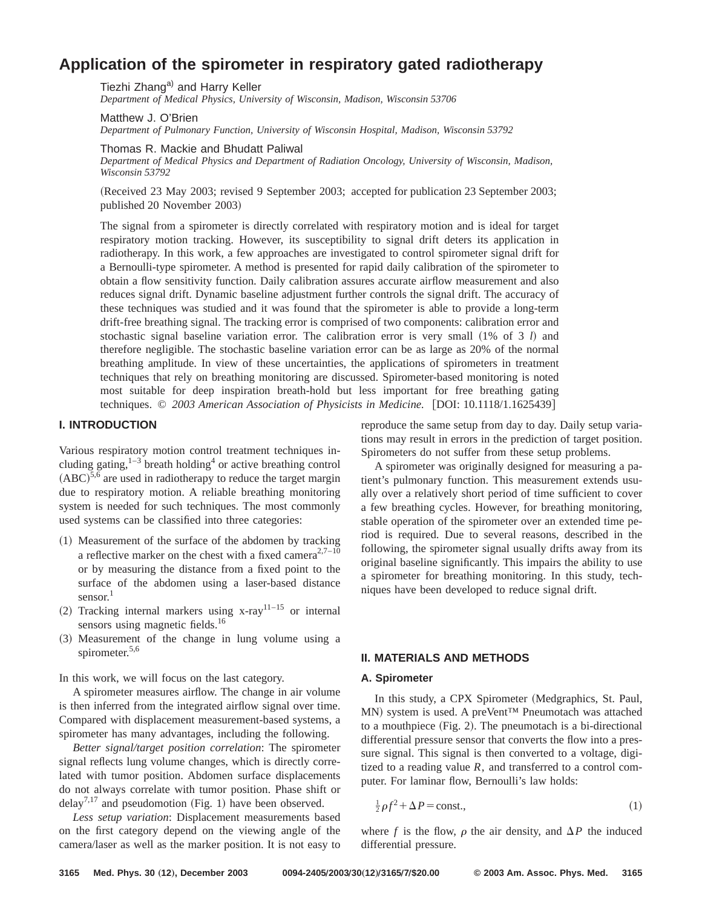# Application of the spirometer in respiratory gated radiotherapy

Tiezhi Zhang[a] and Harry Keller
*Department of Medical Physics, University of Wisconsin, Madison, Wisconsin 53706*

Matthew J. O'Brien
*Department of Pulmonary Function, University of Wisconsin Hospital, Madison, Wisconsin 53792*

Thomas R. Mackie and Bhudatt Paliwal
*Department of Medical Physics and Department of Radiation Oncology, University of Wisconsin, Madison, Wisconsin 53792*

(Received 23 May 2003; revised 9 September 2003; accepted for publication 23 September 2003; published 20 November 2003)

The signal from a spirometer is directly correlated with respiratory motion and is ideal for target respiratory motion tracking. However, its susceptibility to signal drift deters its application in radiotherapy. In this work, a few approaches are investigated to control spirometer signal drift for a Bernoulli-type spirometer. A method is presented for rapid daily calibration of the spirometer to obtain a flow sensitivity function. Daily calibration assures accurate airflow measurement and also reduces signal drift. Dynamic baseline adjustment further controls the signal drift. The accuracy of these techniques was studied and it was found that the spirometer is able to provide a long-term drift-free breathing signal. The tracking error is comprised of two components: calibration error and stochastic signal baseline variation error. The calibration error is very small (1% of 3 *l*) and therefore negligible. The stochastic baseline variation error can be as large as 20% of the normal breathing amplitude. In view of these uncertainties, the applications of spirometers in treatment techniques that rely on breathing monitoring are discussed. Spirometer-based monitoring is noted most suitable for deep inspiration breath-hold but less important for free breathing gating techniques. © *2003 American Association of Physicists in Medicine.* [DOI: 10.1118/1.1625439]

## I. INTRODUCTION

Various respiratory motion control treatment techniques including gating,[1–3] breath holding[4] or active breathing control (ABC)[5,6] are used in radiotherapy to reduce the target margin due to respiratory motion. A reliable breathing monitoring system is needed for such techniques. The most commonly used systems can be classified into three categories:

(1) Measurement of the surface of the abdomen by tracking a reflective marker on the chest with a fixed camera[2,7–10] or by measuring the distance from a fixed point to the surface of the abdomen using a laser-based distance sensor.[1]
(2) Tracking internal markers using x-ray[11–15] or internal sensors using magnetic fields.[16]
(3) Measurement of the change in lung volume using a spirometer.[5,6]

In this work, we will focus on the last category.

A spirometer measures airflow. The change in air volume is then inferred from the integrated airflow signal over time. Compared with displacement measurement-based systems, a spirometer has many advantages, including the following.

*Better signal/target position correlation*: The spirometer signal reflects lung volume changes, which is directly correlated with tumor position. Abdomen surface displacements do not always correlate with tumor position. Phase shift or delay[7,17] and pseudomotion (Fig. 1) have been observed.

*Less setup variation*: Displacement measurements based on the first category depend on the viewing angle of the camera/laser as well as the marker position. It is not easy to reproduce the same setup from day to day. Daily setup variations may result in errors in the prediction of target position. Spirometers do not suffer from these setup problems.

A spirometer was originally designed for measuring a patient's pulmonary function. This measurement extends usually over a relatively short period of time sufficient to cover a few breathing cycles. However, for breathing monitoring, stable operation of the spirometer over an extended time period is required. Due to several reasons, described in the following, the spirometer signal usually drifts away from its original baseline significantly. This impairs the ability to use a spirometer for breathing monitoring. In this study, techniques have been developed to reduce signal drift.

## II. MATERIALS AND METHODS

### A. Spirometer

In this study, a CPX Spirometer (Medgraphics, St. Paul, MN) system is used. A preVent™ Pneumotach was attached to a mouthpiece (Fig. 2). The pneumotach is a bi-directional differential pressure sensor that converts the flow into a pressure signal. This signal is then converted to a voltage, digitized to a reading value $R$, and transferred to a control computer. For laminar flow, Bernoulli's law holds:

$$\frac{1}{2}\rho f^2 + \Delta P = \text{const.}, \tag{1}$$

where $f$ is the flow, $\rho$ the air density, and $\Delta P$ the induced differential pressure.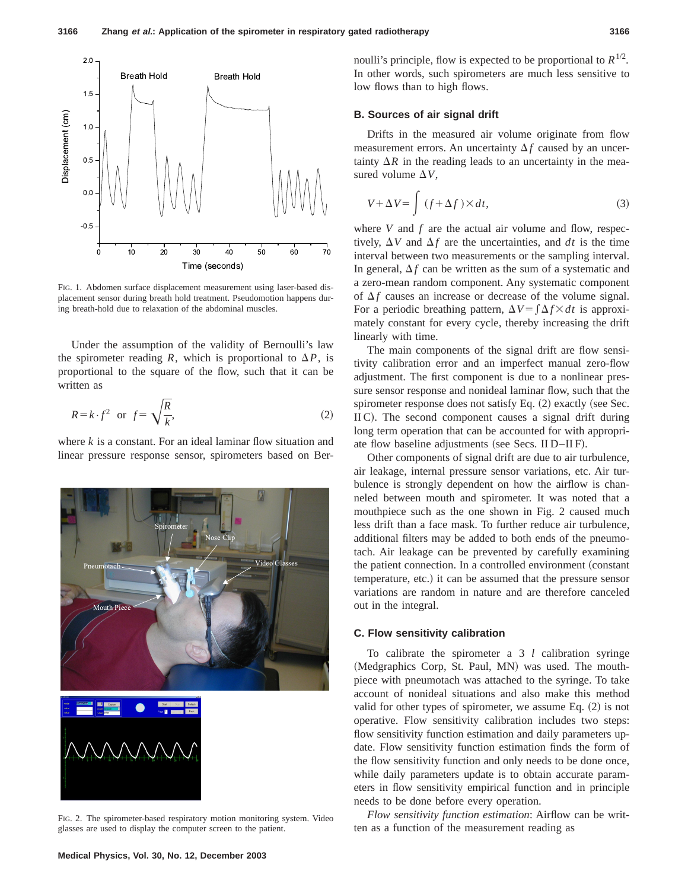FIG. 1. Abdomen surface displacement measurement using laser-based displacement sensor during breath hold treatment. Pseudomotion happens during breath-hold due to relaxation of the abdominal muscles.

Under the assumption of the validity of Bernoulli's law the spirometer reading $R$, which is proportional to $\Delta P$, is proportional to the square of the flow, such that it can be written as

$$R = k \cdot f^2 \quad \text{or} \quad f = \sqrt{\frac{R}{k}}, \tag{2}$$

where $k$ is a constant. For an ideal laminar flow situation and linear pressure response sensor, spirometers based on Bernoulli's principle, flow is expected to be proportional to $R^{1/2}$. In other words, such spirometers are much less sensitive to low flows than to high flows.

FIG. 2. The spirometer-based respiratory motion monitoring system. Video glasses are used to display the computer screen to the patient.

### B. Sources of air signal drift

Drifts in the measured air volume originate from flow measurement errors. An uncertainty $\Delta f$ caused by an uncertainty $\Delta R$ in the reading leads to an uncertainty in the measured volume $\Delta V$,

$$V + \Delta V = \int (f + \Delta f) \times dt, \tag{3}$$

where $V$ and $f$ are the actual air volume and flow, respectively, $\Delta V$ and $\Delta f$ are the uncertainties, and $dt$ is the time interval between two measurements or the sampling interval. In general, $\Delta f$ can be written as the sum of a systematic and a zero-mean random component. Any systematic component of $\Delta f$ causes an increase or decrease of the volume signal. For a periodic breathing pattern, $\Delta V = \int \Delta f \times dt$ is approximately constant for every cycle, thereby increasing the drift linearly with time.

The main components of the signal drift are flow sensitivity calibration error and an imperfect manual zero-flow adjustment. The first component is due to a nonlinear pressure sensor response and nonideal laminar flow, such that the spirometer response does not satisfy Eq. (2) exactly (see Sec. II C). The second component causes a signal drift during long term operation that can be accounted for with appropriate flow baseline adjustments (see Secs. II D–II F).

Other components of signal drift are due to air turbulence, air leakage, internal pressure sensor variations, etc. Air turbulence is strongly dependent on how the airflow is channeled between mouth and spirometer. It was noted that a mouthpiece such as the one shown in Fig. 2 caused much less drift than a face mask. To further reduce air turbulence, additional filters may be added to both ends of the pneumotach. Air leakage can be prevented by carefully examining the patient connection. In a controlled environment (constant temperature, etc.) it can be assumed that the pressure sensor variations are random in nature and are therefore canceled out in the integral.

### C. Flow sensitivity calibration

To calibrate the spirometer a 3 *l* calibration syringe (Medgraphics Corp, St. Paul, MN) was used. The mouthpiece with pneumotach was attached to the syringe. To take account of nonideal situations and also make this method valid for other types of spirometer, we assume Eq. (2) is not operative. Flow sensitivity calibration includes two steps: flow sensitivity function estimation and daily parameters update. Flow sensitivity function estimation finds the form of the flow sensitivity function and only needs to be done once, while daily parameters update is to obtain accurate parameters in flow sensitivity empirical function and in principle needs to be done before every operation.

*Flow sensitivity function estimation*: Airflow can be written as a function of the measurement reading as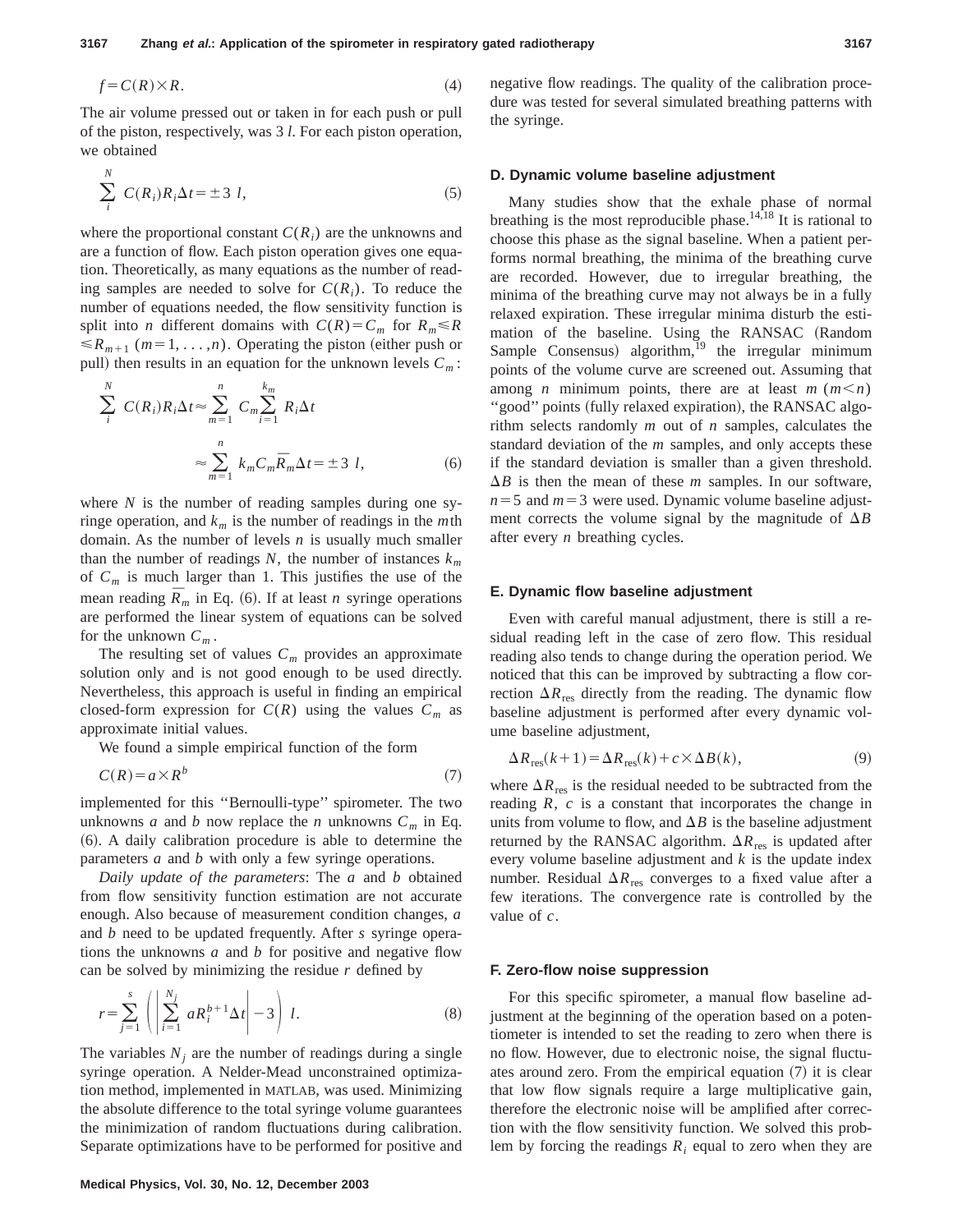$$f = C(R) \times R. \tag{4}$$

The air volume pressed out or taken in for each push or pull of the piston, respectively, was 3 *l*. For each piston operation, we obtained

$$\sum_{i}^{N} C(R_i) R_i \Delta t = \pm 3 \ l, \tag{5}$$

where the proportional constant $C(R_i)$ are the unknowns and are a function of flow. Each piston operation gives one equation. Theoretically, as many equations as the number of reading samples are needed to solve for $C(R_i)$. To reduce the number of equations needed, the flow sensitivity function is split into $n$ different domains with $C(R) = C_m$ for $R_m \leqslant R \leqslant R_{m+1}$ $(m = 1, \ldots, n)$. Operating the piston (either push or pull) then results in an equation for the unknown levels $C_m$:

$$\sum_{i}^{N} C(R_i) R_i \Delta t \approx \sum_{m=1}^{n} C_m \sum_{i=1}^{k_m} R_i \Delta t \approx \sum_{m=1}^{n} k_m C_m \bar{R}_m \Delta t = \pm 3 \ l, \tag{6}$$

where $N$ is the number of reading samples during one syringe operation, and $k_m$ is the number of readings in the $m$th domain. As the number of levels $n$ is usually much smaller than the number of readings $N$, the number of instances $k_m$ of $C_m$ is much larger than 1. This justifies the use of the mean reading $\bar{R}_m$ in Eq. (6). If at least $n$ syringe operations are performed the linear system of equations can be solved for the unknown $C_m$.

The resulting set of values $C_m$ provides an approximate solution only and is not good enough to be used directly. Nevertheless, this approach is useful in finding an empirical closed-form expression for $C(R)$ using the values $C_m$ as approximate initial values.

We found a simple empirical function of the form

$$C(R) = a \times R^b \tag{7}$$

implemented for this "Bernoulli-type" spirometer. The two unknowns $a$ and $b$ now replace the $n$ unknowns $C_m$ in Eq. (6). A daily calibration procedure is able to determine the parameters $a$ and $b$ with only a few syringe operations.

*Daily update of the parameters*: The $a$ and $b$ obtained from flow sensitivity function estimation are not accurate enough. Also because of measurement condition changes, $a$ and $b$ need to be updated frequently. After $s$ syringe operations the unknowns $a$ and $b$ for positive and negative flow can be solved by minimizing the residue $r$ defined by

$$r = \sum_{j=1}^{s} \left( \left| \sum_{i=1}^{N_j} a R_i^{b+1} \Delta t \right| - 3 \right) \ l. \tag{8}$$

The variables $N_j$ are the number of readings during a single syringe operation. A Nelder-Mead unconstrained optimization method, implemented in MATLAB, was used. Minimizing the absolute difference to the total syringe volume guarantees the minimization of random fluctuations during calibration. Separate optimizations have to be performed for positive and negative flow readings. The quality of the calibration procedure was tested for several simulated breathing patterns with the syringe.

### D. Dynamic volume baseline adjustment

Many studies show that the exhale phase of normal breathing is the most reproducible phase.[14,18] It is rational to choose this phase as the signal baseline. When a patient performs normal breathing, the minima of the breathing curve are recorded. However, due to irregular breathing, the minima of the breathing curve may not always be in a fully relaxed expiration. These irregular minima disturb the estimation of the baseline. Using the RANSAC (Random Sample Consensus) algorithm,[19] the irregular minimum points of the volume curve are screened out. Assuming that among $n$ minimum points, there are at least $m$ $(m < n)$ "good" points (fully relaxed expiration), the RANSAC algorithm selects randomly $m$ out of $n$ samples, calculates the standard deviation of the $m$ samples, and only accepts these if the standard deviation is smaller than a given threshold. $\Delta B$ is then the mean of these $m$ samples. In our software, $n = 5$ and $m = 3$ were used. Dynamic volume baseline adjustment corrects the volume signal by the magnitude of $\Delta B$ after every $n$ breathing cycles.

### E. Dynamic flow baseline adjustment

Even with careful manual adjustment, there is still a residual reading left in the case of zero flow. This residual reading also tends to change during the operation period. We noticed that this can be improved by subtracting a flow correction $\Delta R_{\text{res}}$ directly from the reading. The dynamic flow baseline adjustment is performed after every dynamic volume baseline adjustment,

$$\Delta R_{\text{res}}(k+1) = \Delta R_{\text{res}}(k) + c \times \Delta B(k), \tag{9}$$

where $\Delta R_{\text{res}}$ is the residual needed to be subtracted from the reading $R$, $c$ is a constant that incorporates the change in units from volume to flow, and $\Delta B$ is the baseline adjustment returned by the RANSAC algorithm. $\Delta R_{\text{res}}$ is updated after every volume baseline adjustment and $k$ is the update index number. Residual $\Delta R_{\text{res}}$ converges to a fixed value after a few iterations. The convergence rate is controlled by the value of $c$.

### F. Zero-flow noise suppression

For this specific spirometer, a manual flow baseline adjustment at the beginning of the operation based on a potentiometer is intended to set the reading to zero when there is no flow. However, due to electronic noise, the signal fluctuates around zero. From the empirical equation (7) it is clear that low flow signals require a large multiplicative gain, therefore the electronic noise will be amplified after correction with the flow sensitivity function. We solved this problem by forcing the readings $R_i$ equal to zero when they are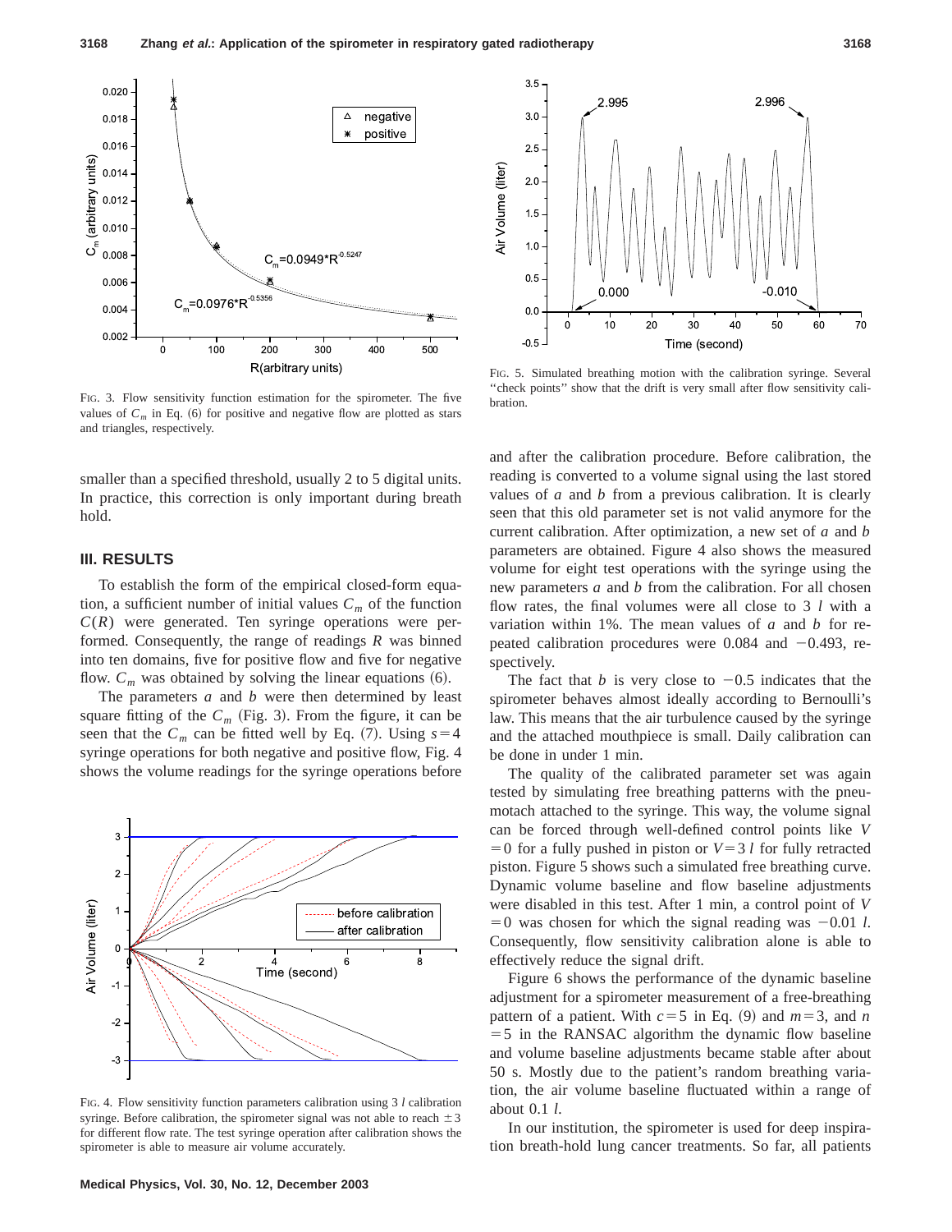FIG. 3. Flow sensitivity function estimation for the spirometer. The five values of $C_m$ in Eq. (6) for positive and negative flow are plotted as stars and triangles, respectively.

FIG. 5. Simulated breathing motion with the calibration syringe. Several ''check points'' show that the drift is very small after flow sensitivity calibration.

smaller than a specified threshold, usually 2 to 5 digital units. In practice, this correction is only important during breath hold.

## III. RESULTS

To establish the form of the empirical closed-form equation, a sufficient number of initial values $C_m$ of the function $C(R)$ were generated. Ten syringe operations were performed. Consequently, the range of readings $R$ was binned into ten domains, five for positive flow and five for negative flow. $C_m$ was obtained by solving the linear equations (6).

The parameters $a$ and $b$ were then determined by least square fitting of the $C_m$ (Fig. 3). From the figure, it can be seen that the $C_m$ can be fitted well by Eq. (7). Using $s=4$ syringe operations for both negative and positive flow, Fig. 4 shows the volume readings for the syringe operations before and after the calibration procedure. Before calibration, the reading is converted to a volume signal using the last stored values of $a$ and $b$ from a previous calibration. It is clearly seen that this old parameter set is not valid anymore for the current calibration. After optimization, a new set of $a$ and $b$ parameters are obtained. Figure 4 also shows the measured volume for eight test operations with the syringe using the new parameters $a$ and $b$ from the calibration. For all chosen flow rates, the final volumes were all close to 3 $l$ with a variation within 1%. The mean values of $a$ and $b$ for repeated calibration procedures were 0.084 and $-0.493$, respectively.

FIG. 4. Flow sensitivity function parameters calibration using 3 $l$ calibration syringe. Before calibration, the spirometer signal was not able to reach $\pm 3$ for different flow rate. The test syringe operation after calibration shows the spirometer is able to measure air volume accurately.

The fact that $b$ is very close to $-0.5$ indicates that the spirometer behaves almost ideally according to Bernoulli's law. This means that the air turbulence caused by the syringe and the attached mouthpiece is small. Daily calibration can be done in under 1 min.

The quality of the calibrated parameter set was again tested by simulating free breathing patterns with the pneumotach attached to the syringe. This way, the volume signal can be forced through well-defined control points like $V=0$ for a fully pushed in piston or $V=3\,l$ for fully retracted piston. Figure 5 shows such a simulated free breathing curve. Dynamic volume baseline and flow baseline adjustments were disabled in this test. After 1 min, a control point of $V=0$ was chosen for which the signal reading was $-0.01\,l$. Consequently, flow sensitivity calibration alone is able to effectively reduce the signal drift.

Figure 6 shows the performance of the dynamic baseline adjustment for a spirometer measurement of a free-breathing pattern of a patient. With $c=5$ in Eq. (9) and $m=3$, and $n=5$ in the RANSAC algorithm the dynamic flow baseline and volume baseline adjustments became stable after about 50 s. Mostly due to the patient's random breathing variation, the air volume baseline fluctuated within a range of about 0.1 $l$.

In our institution, the spirometer is used for deep inspiration breath-hold lung cancer treatments. So far, all patients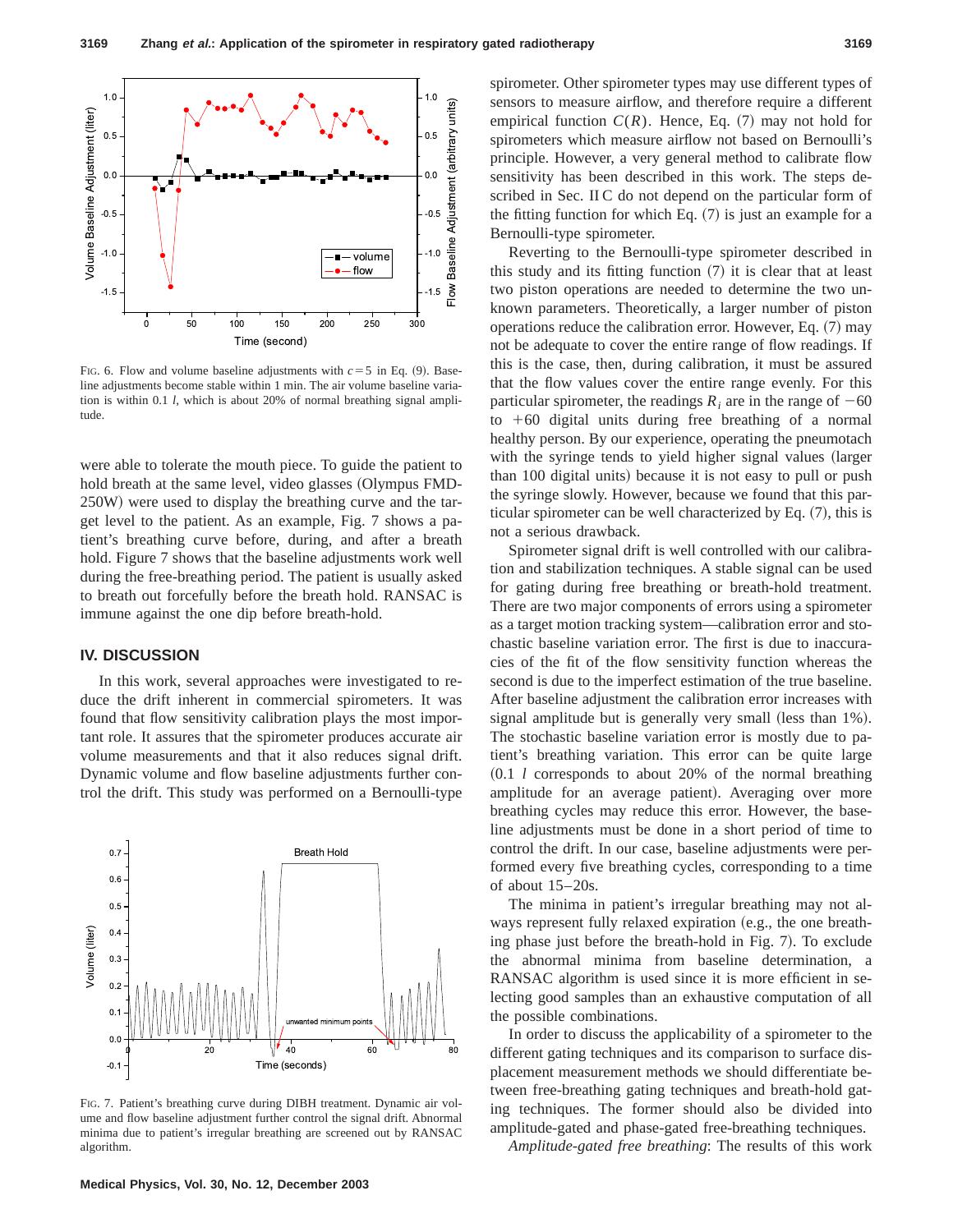FIG. 6. Flow and volume baseline adjustments with $c=5$ in Eq. (9). Baseline adjustments become stable within 1 min. The air volume baseline variation is within 0.1 $l$, which is about 20% of normal breathing signal amplitude.

were able to tolerate the mouth piece. To guide the patient to hold breath at the same level, video glasses (Olympus FMD-250W) were used to display the breathing curve and the target level to the patient. As an example, Fig. 7 shows a patient's breathing curve before, during, and after a breath hold. Figure 7 shows that the baseline adjustments work well during the free-breathing period. The patient is usually asked to breath out forcefully before the breath hold. RANSAC is immune against the one dip before breath-hold.

## IV. DISCUSSION

In this work, several approaches were investigated to reduce the drift inherent in commercial spirometers. It was found that flow sensitivity calibration plays the most important role. It assures that the spirometer produces accurate air volume measurements and that it also reduces signal drift. Dynamic volume and flow baseline adjustments further control the drift. This study was performed on a Bernoulli-type spirometer. Other spirometer types may use different types of sensors to measure airflow, and therefore require a different empirical function $C(R)$. Hence, Eq. (7) may not hold for spirometers which measure airflow not based on Bernoulli's principle. However, a very general method to calibrate flow sensitivity has been described in this work. The steps described in Sec. II C do not depend on the particular form of the fitting function for which Eq. (7) is just an example for a Bernoulli-type spirometer.

Reverting to the Bernoulli-type spirometer described in this study and its fitting function (7) it is clear that at least two piston operations are needed to determine the two unknown parameters. Theoretically, a larger number of piston operations reduce the calibration error. However, Eq. (7) may not be adequate to cover the entire range of flow readings. If this is the case, then, during calibration, it must be assured that the flow values cover the entire range evenly. For this particular spirometer, the readings $R_i$ are in the range of $-60$ to $+60$ digital units during free breathing of a normal healthy person. By our experience, operating the pneumotach with the syringe tends to yield higher signal values (larger than 100 digital units) because it is not easy to pull or push the syringe slowly. However, because we found that this particular spirometer can be well characterized by Eq. (7), this is not a serious drawback.

Spirometer signal drift is well controlled with our calibration and stabilization techniques. A stable signal can be used for gating during free breathing or breath-hold treatment. There are two major components of errors using a spirometer as a target motion tracking system—calibration error and stochastic baseline variation error. The first is due to inaccuracies of the fit of the flow sensitivity function whereas the second is due to the imperfect estimation of the true baseline. After baseline adjustment the calibration error increases with signal amplitude but is generally very small (less than 1%). The stochastic baseline variation error is mostly due to patient's breathing variation. This error can be quite large (0.1 $l$ corresponds to about 20% of the normal breathing amplitude for an average patient). Averaging over more breathing cycles may reduce this error. However, the baseline adjustments must be done in a short period of time to control the drift. In our case, baseline adjustments were performed every five breathing cycles, corresponding to a time of about 15–20s.

The minima in patient's irregular breathing may not always represent fully relaxed expiration (e.g., the one breathing phase just before the breath-hold in Fig. 7). To exclude the abnormal minima from baseline determination, a RANSAC algorithm is used since it is more efficient in selecting good samples than an exhaustive computation of all the possible combinations.

FIG. 7. Patient's breathing curve during DIBH treatment. Dynamic air volume and flow baseline adjustment further control the signal drift. Abnormal minima due to patient's irregular breathing are screened out by RANSAC algorithm.

In order to discuss the applicability of a spirometer to the different gating techniques and its comparison to surface displacement measurement methods we should differentiate between free-breathing gating techniques and breath-hold gating techniques. The former should also be divided into amplitude-gated and phase-gated free-breathing techniques.

*Amplitude-gated free breathing*: The results of this work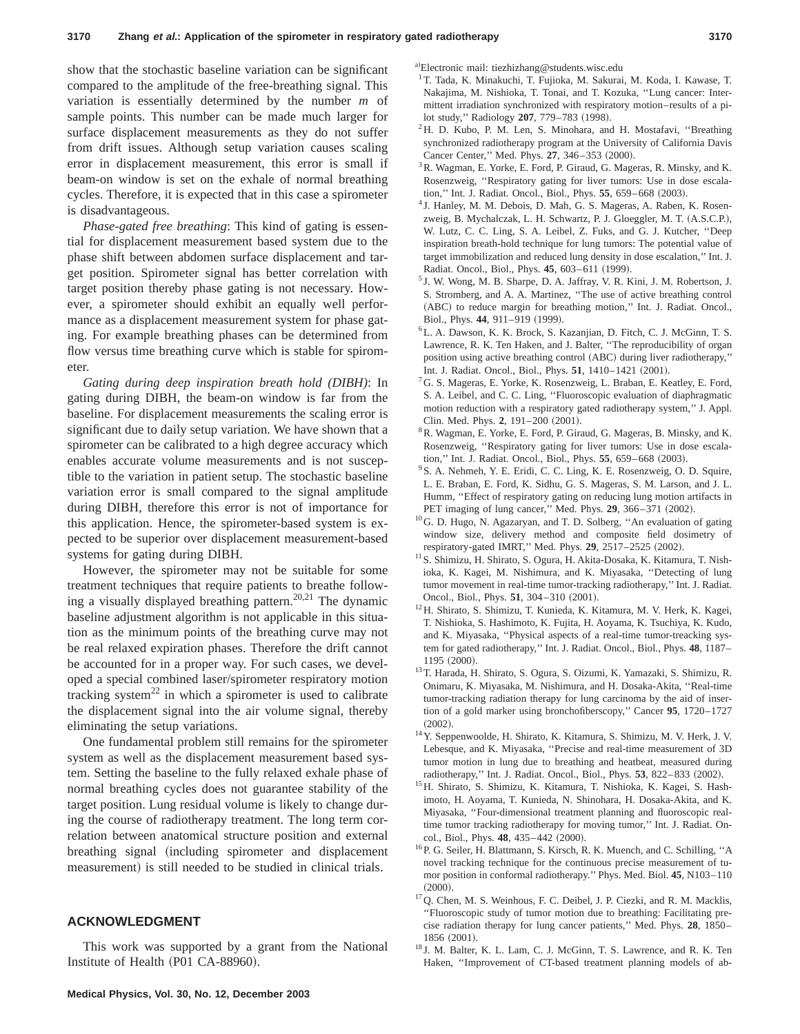show that the stochastic baseline variation can be significant compared to the amplitude of the free-breathing signal. This variation is essentially determined by the number $m$ of sample points. This number can be made much larger for surface displacement measurements as they do not suffer from drift issues. Although setup variation causes scaling error in displacement measurement, this error is small if beam-on window is set on the exhale of normal breathing cycles. Therefore, it is expected that in this case a spirometer is disadvantageous.

*Phase-gated free breathing*: This kind of gating is essential for displacement measurement based system due to the phase shift between abdomen surface displacement and target position. Spirometer signal has better correlation with target position thereby phase gating is not necessary. However, a spirometer should exhibit an equally well performance as a displacement measurement system for phase gating. For example breathing phases can be determined from flow versus time breathing curve which is stable for spirometer.

*Gating during deep inspiration breath hold (DIBH)*: In gating during DIBH, the beam-on window is far from the baseline. For displacement measurements the scaling error is significant due to daily setup variation. We have shown that a spirometer can be calibrated to a high degree accuracy which enables accurate volume measurements and is not susceptible to the variation in patient setup. The stochastic baseline variation error is small compared to the signal amplitude during DIBH, therefore this error is not of importance for this application. Hence, the spirometer-based system is expected to be superior over displacement measurement-based systems for gating during DIBH.

However, the spirometer may not be suitable for some treatment techniques that require patients to breathe following a visually displayed breathing pattern.[20,21] The dynamic baseline adjustment algorithm is not applicable in this situation as the minimum points of the breathing curve may not be real relaxed expiration phases. Therefore the drift cannot be accounted for in a proper way. For such cases, we developed a special combined laser/spirometer respiratory motion tracking system[22] in which a spirometer is used to calibrate the displacement signal into the air volume signal, thereby eliminating the setup variations.

One fundamental problem still remains for the spirometer system as well as the displacement measurement based system. Setting the baseline to the fully relaxed exhale phase of normal breathing cycles does not guarantee stability of the target position. Lung residual volume is likely to change during the course of radiotherapy treatment. The long term correlation between anatomical structure position and external breathing signal (including spirometer and displacement measurement) is still needed to be studied in clinical trials.

## ACKNOWLEDGMENT

This work was supported by a grant from the National Institute of Health (P01 CA-88960).

[a]Electronic mail: tiezhizhang@students.wisc.edu

[1] T. Tada, K. Minakuchi, T. Fujioka, M. Sakurai, M. Koda, I. Kawase, T. Nakajima, M. Nishioka, T. Tonai, and T. Kozuka, ''Lung cancer: Intermittent irradiation synchronized with respiratory motion–results of a pilot study,'' Radiology **207**, 779–783 (1998).

[2] H. D. Kubo, P. M. Len, S. Minohara, and H. Mostafavi, ''Breathing synchronized radiotherapy program at the University of California Davis Cancer Center,'' Med. Phys. **27**, 346–353 (2000).

[3] R. Wagman, E. Yorke, E. Ford, P. Giraud, G. Mageras, B. Minsky, and K. Rosenzweig, ''Respiratory gating for liver tumors: Use in dose escalation,'' Int. J. Radiat. Oncol., Biol., Phys. **55**, 659–668 (2003).

[4] J. Hanley, M. M. Debois, D. Mah, G. S. Mageras, A. Raben, K. Rosenzweig, B. Mychalczak, L. H. Schwartz, P. J. Gloeggler, M. T. (A.S.C.P.), W. Lutz, C. C. Ling, S. A. Leibel, Z. Fuks, and G. J. Kutcher, ''Deep inspiration breath-hold technique for lung tumors: The potential value of target immobilization and reduced lung density in dose escalation,'' Int. J. Radiat. Oncol., Biol., Phys. **45**, 603–611 (1999).

[5] J. W. Wong, M. B. Sharpe, D. A. Jaffray, V. R. Kini, J. M. Robertson, J. S. Stromberg, and A. A. Martinez, ''The use of active breathing control (ABC) to reduce margin for breathing motion,'' Int. J. Radiat. Oncol., Biol., Phys. **44**, 911–919 (1999).

[6] L. A. Dawson, K. K. Brock, S. Kazanjian, D. Fitch, C. J. McGinn, T. S. Lawrence, R. K. Ten Haken, and J. Balter, ''The reproducibility of organ position using active breathing control (ABC) during liver radiotherapy,'' Int. J. Radiat. Oncol., Biol., Phys. **51**, 1410–1421 (2001).

[7] G. S. Mageras, E. Yorke, K. Rosenzweig, L. Braban, E. Keatley, E. Ford, S. A. Leibel, and C. C. Ling, ''Fluoroscopic evaluation of diaphragmatic motion reduction with a respiratory gated radiotherapy system,'' J. Appl. Clin. Med. Phys. **2**, 191–200 (2001).

[8] R. Wagman, E. Yorke, E. Ford, P. Giraud, G. Mageras, B. Minsky, and K. Rosenzweig, ''Respiratory gating for liver tumors: Use in dose escalation,'' Int. J. Radiat. Oncol., Biol., Phys. **55**, 659–668 (2003).

[9] S. A. Nehmeh, Y. E. Eridi, C. C. Ling, K. E. Rosenzweig, O. D. Squire, L. E. Braban, E. Ford, K. Sidhu, G. S. Mageras, S. M. Larson, and J. L. Humm, ''Effect of respiratory gating on reducing lung motion artifacts in PET imaging of lung cancer,'' Med. Phys. **29**, 366–371 (2002).

[10] G. D. Hugo, N. Agazaryan, and T. D. Solberg, ''An evaluation of gating window size, delivery method and composite field dosimetry of respiratory-gated IMRT,'' Med. Phys. **29**, 2517–2525 (2002).

[11] S. Shimizu, H. Shirato, S. Ogura, H. Akita-Dosaka, K. Kitamura, T. Nishioka, K. Kagei, M. Nishimura, and K. Miyasaka, ''Detecting of lung tumor movement in real-time tumor-tracking radiotherapy,'' Int. J. Radiat. Oncol., Biol., Phys. **51**, 304–310 (2001).

[12] H. Shirato, S. Shimizu, T. Kunieda, K. Kitamura, M. V. Herk, K. Kagei, T. Nishioka, S. Hashimoto, K. Fujita, H. Aoyama, K. Tsuchiya, K. Kudo, and K. Miyasaka, ''Physical aspects of a real-time tumor-treacking system for gated radiotherapy,'' Int. J. Radiat. Oncol., Biol., Phys. **48**, 1187–1195 (2000).

[13] T. Harada, H. Shirato, S. Ogura, S. Oizumi, K. Yamazaki, S. Shimizu, R. Onimaru, K. Miyasaka, M. Nishimura, and H. Dosaka-Akita, ''Real-time tumor-tracking radiation therapy for lung carcinoma by the aid of insertion of a gold marker using bronchofiberscopy,'' Cancer **95**, 1720–1727 (2002).

[14] Y. Seppenwoolde, H. Shirato, K. Kitamura, S. Shimizu, M. V. Herk, J. V. Lebesque, and K. Miyasaka, ''Precise and real-time measurement of 3D tumor motion in lung due to breathing and heatbeat, measured during radiotherapy,'' Int. J. Radiat. Oncol., Biol., Phys. **53**, 822–833 (2002).

[15] H. Shirato, S. Shimizu, K. Kitamura, T. Nishioka, K. Kagei, S. Hashimoto, H. Aoyama, T. Kunieda, N. Shinohara, H. Dosaka-Akita, and K. Miyasaka, ''Four-dimensional treatment planning and fluoroscopic realtime tumor tracking radiotherapy for moving tumor,'' Int. J. Radiat. Oncol., Biol., Phys. **48**, 435–442 (2000).

[16] P. G. Seiler, H. Blattmann, S. Kirsch, R. K. Muench, and C. Schilling, ''A novel tracking technique for the continuous precise measurement of tumor position in conformal radiotherapy.'' Phys. Med. Biol. **45**, N103–110 (2000).

[17] Q. Chen, M. S. Weinhous, F. C. Deibel, J. P. Ciezki, and R. M. Macklis, ''Fluoroscopic study of tumor motion due to breathing: Facilitating precise radiation therapy for lung cancer patients,'' Med. Phys. **28**, 1850–1856 (2001).

[18] J. M. Balter, K. L. Lam, C. J. McGinn, T. S. Lawrence, and R. K. Ten Haken, ''Improvement of CT-based treatment planning models of ab-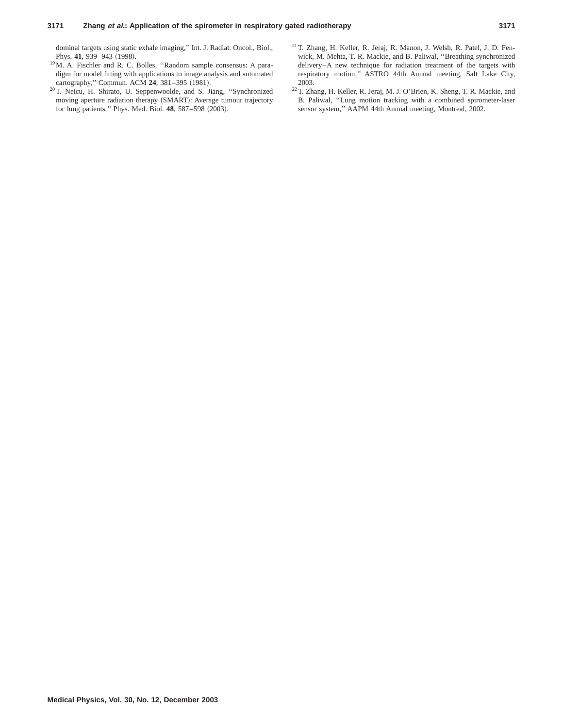dominal targets using static exhale imaging,'' Int. J. Radiat. Oncol., Biol., Phys. **41**, 939–943 (1998).

[19] M. A. Fischler and R. C. Bolles, ''Random sample consensus: A paradigm for model fitting with applications to image analysis and automated cartography,'' Commun. ACM **24**, 381–395 (1981).

[20] T. Neicu, H. Shirato, U. Seppenwoolde, and S. Jiang, ''Synchronized moving aperture radiation therapy (SMART): Average tumour trajectory for lung patients,'' Phys. Med. Biol. **48**, 587–598 (2003).

[21] T. Zhang, H. Keller, R. Jeraj, R. Manon, J. Welsh, R. Patel, J. D. Fenwick, M. Mehta, T. R. Mackie, and B. Paliwal, ''Breathing synchronized delivery–A new technique for radiation treatment of the targets with respiratory motion,'' ASTRO 44th Annual meeting, Salt Lake City, 2003.

[22] T. Zhang, H. Keller, R. Jeraj, M. J. O'Brien, K. Sheng, T. R. Mackie, and B. Paliwal, ''Lung motion tracking with a combined spirometer-laser sensor system,'' AAPM 44th Annual meeting, Montreal, 2002.